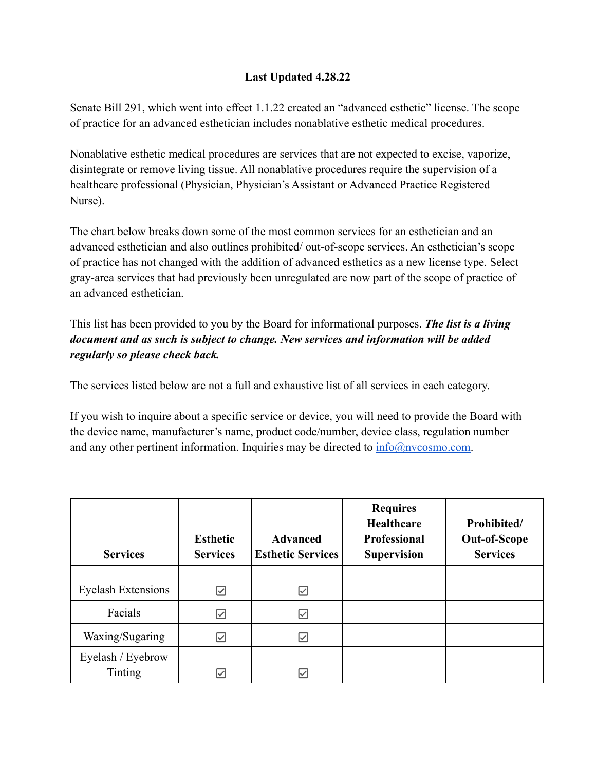**Last Updated 4.28.22**

Senate Bill 291, which went into effect 1.1.22 created an "advanced esthetic" license. The scope of practice for an advanced esthetician includes nonablative esthetic medical procedures.

Nonablative esthetic medical procedures are services that are not expected to excise, vaporize, disintegrate or remove living tissue. All nonablative procedures require the supervision of a healthcare professional (Physician, Physician's Assistant or Advanced Practice Registered Nurse).

The chart below breaks down some of the most common services for an esthetician and an advanced esthetician and also outlines prohibited/ out-of-scope services. An esthetician's scope of practice has not changed with the addition of advanced esthetics as a new license type. Select gray-area services that had previously been unregulated are now part of the scope of practice of an advanced esthetician.

This list has been provided to you by the Board for informational purposes. ***The list is a living document and as such is subject to change. New services and information will be added regularly so please check back.***

The services listed below are not a full and exhaustive list of all services in each category.

If you wish to inquire about a specific service or device, you will need to provide the Board with the device name, manufacturer's name, product code/number, device class, regulation number and any other pertinent information. Inquiries may be directed to info@nvcosmo.com.

| Services | Esthetic Services | Advanced Esthetic Services | Requires Healthcare Professional Supervision | Prohibited/ Out-of-Scope Services |
|---|---|---|---|---|
| Eyelash Extensions | ☑ | ☑ | | |
| Facials | ☑ | ☑ | | |
| Waxing/Sugaring | ☑ | ☑ | | |
| Eyelash / Eyebrow Tinting | ☑ | ☑ | | |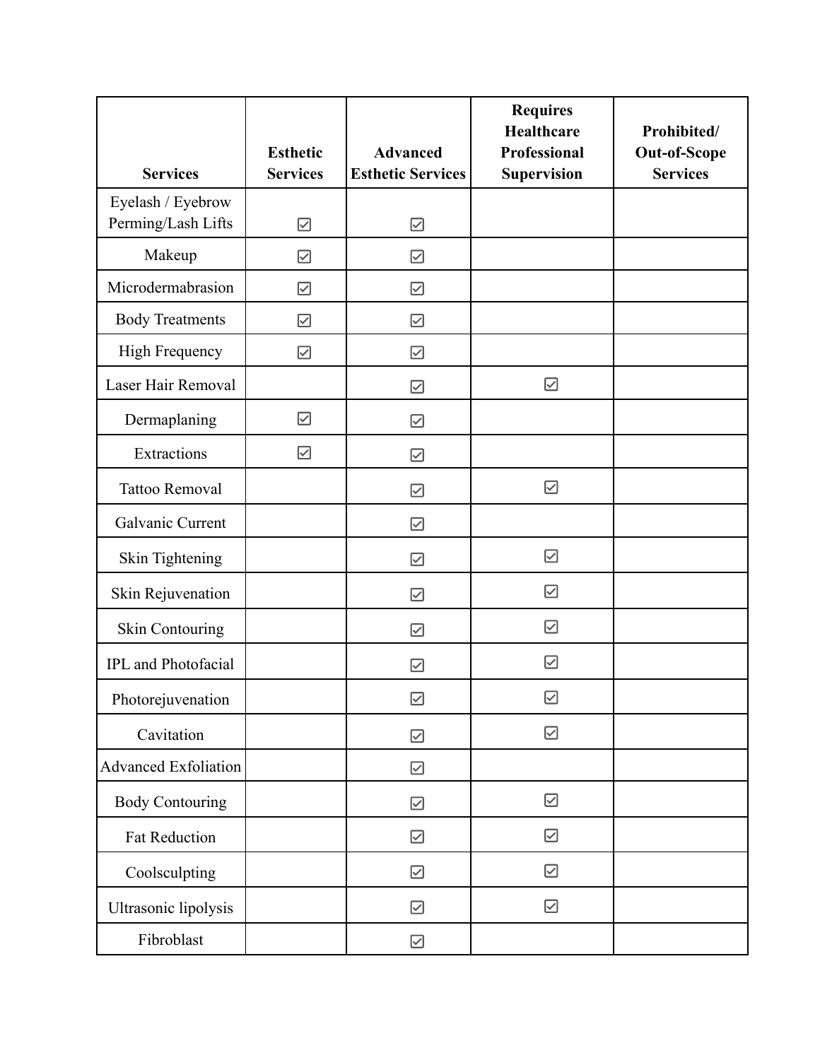| Services | Esthetic Services | Advanced Esthetic Services | Requires Healthcare Professional Supervision | Prohibited/ Out-of-Scope Services |
|---|---|---|---|---|
| Eyelash / Eyebrow Perming/Lash Lifts | ☑ | ☑ | | |
| Makeup | ☑ | ☑ | | |
| Microdermabrasion | ☑ | ☑ | | |
| Body Treatments | ☑ | ☑ | | |
| High Frequency | ☑ | ☑ | | |
| Laser Hair Removal | | ☑ | ☑ | |
| Dermaplaning | ☑ | ☑ | | |
| Extractions | ☑ | ☑ | | |
| Tattoo Removal | | ☑ | ☑ | |
| Galvanic Current | | ☑ | | |
| Skin Tightening | | ☑ | ☑ | |
| Skin Rejuvenation | | ☑ | ☑ | |
| Skin Contouring | | ☑ | ☑ | |
| IPL and Photofacial | | ☑ | ☑ | |
| Photorejuvenation | | ☑ | ☑ | |
| Cavitation | | ☑ | ☑ | |
| Advanced Exfoliation | | ☑ | | |
| Body Contouring | | ☑ | ☑ | |
| Fat Reduction | | ☑ | ☑ | |
| Coolsculpting | | ☑ | ☑ | |
| Ultrasonic lipolysis | | ☑ | ☑ | |
| Fibroblast | | ☑ | | |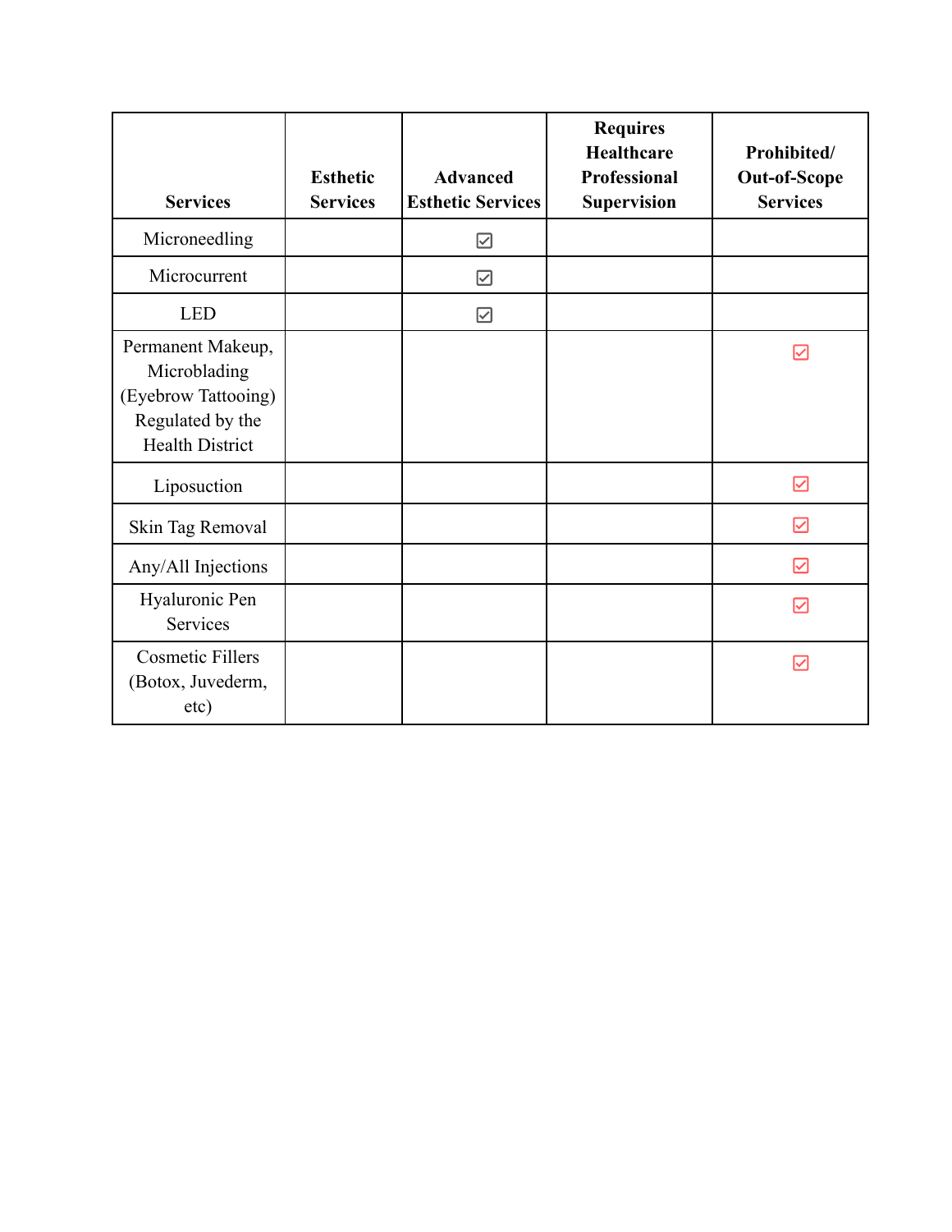| Services | Esthetic Services | Advanced Esthetic Services | Requires Healthcare Professional Supervision | Prohibited/ Out-of-Scope Services |
|---|---|---|---|---|
| Microneedling | | ☑ | | |
| Microcurrent | | ☑ | | |
| LED | | ☑ | | |
| Permanent Makeup, Microblading (Eyebrow Tattooing) Regulated by the Health District | | | | ☑ |
| Liposuction | | | | ☑ |
| Skin Tag Removal | | | | ☑ |
| Any/All Injections | | | | ☑ |
| Hyaluronic Pen Services | | | | ☑ |
| Cosmetic Fillers (Botox, Juvederm, etc) | | | | ☑ |